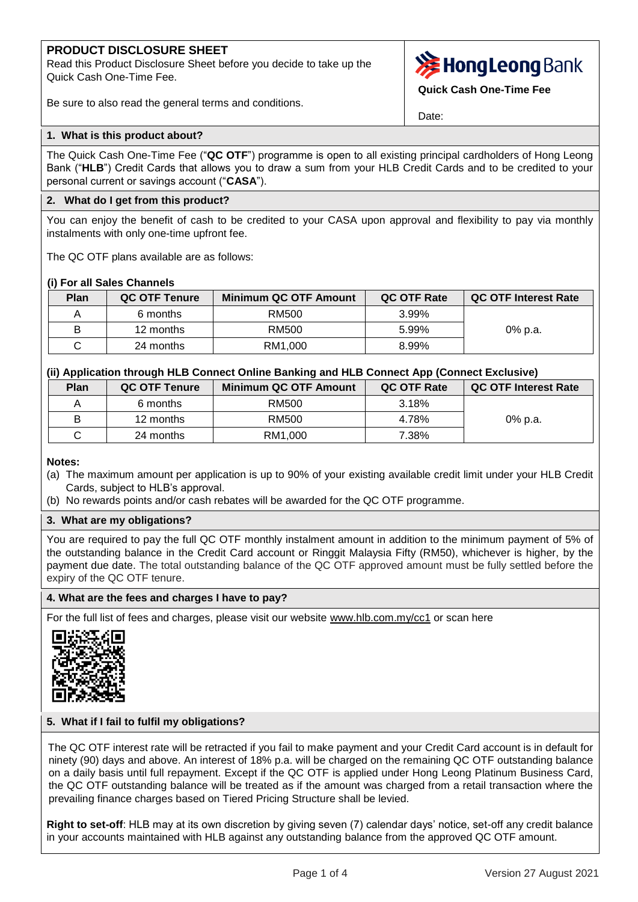# PRODUCT DISCLOSURE SHEET

Read this Product Disclosure Sheet before you decide to take up the Quick Cash One-Time Fee.

Be sure to also read the general terms and conditions.

**Hong Leong Bank**

**Quick Cash One-Time Fee**

Date:

## 1. What is this product about?

The Quick Cash One-Time Fee ("**QC OTF**") programme is open to all existing principal cardholders of Hong Leong Bank ("**HLB**") Credit Cards that allows you to draw a sum from your HLB Credit Cards and to be credited to your personal current or savings account ("**CASA**").

## 2. What do I get from this product?

You can enjoy the benefit of cash to be credited to your CASA upon approval and flexibility to pay via monthly instalments with only one-time upfront fee.

The QC OTF plans available are as follows:

**(i) For all Sales Channels**

| Plan | QC OTF Tenure | Minimum QC OTF Amount | QC OTF Rate | QC OTF Interest Rate |
|---|---|---|---|---|
| A | 6 months | RM500 | 3.99% | 0% p.a. |
| B | 12 months | RM500 | 5.99% | |
| C | 24 months | RM1,000 | 8.99% | |

**(ii) Application through HLB Connect Online Banking and HLB Connect App (Connect Exclusive)**

| Plan | QC OTF Tenure | Minimum QC OTF Amount | QC OTF Rate | QC OTF Interest Rate |
|---|---|---|---|---|
| A | 6 months | RM500 | 3.18% | 0% p.a. |
| B | 12 months | RM500 | 4.78% | |
| C | 24 months | RM1,000 | 7.38% | |

**Notes:**

(a) The maximum amount per application is up to 90% of your existing available credit limit under your HLB Credit Cards, subject to HLB's approval.

(b) No rewards points and/or cash rebates will be awarded for the QC OTF programme.

## 3. What are my obligations?

You are required to pay the full QC OTF monthly instalment amount in addition to the minimum payment of 5% of the outstanding balance in the Credit Card account or Ringgit Malaysia Fifty (RM50), whichever is higher, by the payment due date. The total outstanding balance of the QC OTF approved amount must be fully settled before the expiry of the QC OTF tenure.

## 4. What are the fees and charges I have to pay?

For the full list of fees and charges, please visit our website www.hlb.com.my/cc1 or scan here

## 5. What if I fail to fulfil my obligations?

The QC OTF interest rate will be retracted if you fail to make payment and your Credit Card account is in default for ninety (90) days and above. An interest of 18% p.a. will be charged on the remaining QC OTF outstanding balance on a daily basis until full repayment. Except if the QC OTF is applied under Hong Leong Platinum Business Card, the QC OTF outstanding balance will be treated as if the amount was charged from a retail transaction where the prevailing finance charges based on Tiered Pricing Structure shall be levied.

**Right to set-off**: HLB may at its own discretion by giving seven (7) calendar days' notice, set-off any credit balance in your accounts maintained with HLB against any outstanding balance from the approved QC OTF amount.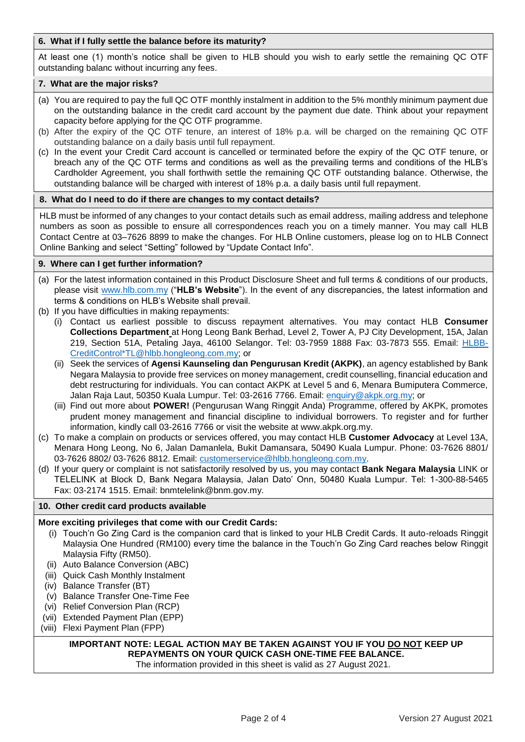### 6. What if I fully settle the balance before its maturity?

At least one (1) month's notice shall be given to HLB should you wish to early settle the remaining QC OTF outstanding balanc without incurring any fees.

### 7. What are the major risks?

(a) You are required to pay the full QC OTF monthly instalment in addition to the 5% monthly minimum payment due on the outstanding balance in the credit card account by the payment due date. Think about your repayment capacity before applying for the QC OTF programme.

(b) After the expiry of the QC OTF tenure, an interest of 18% p.a. will be charged on the remaining QC OTF outstanding balance on a daily basis until full repayment.

(c) In the event your Credit Card account is cancelled or terminated before the expiry of the QC OTF tenure, or breach any of the QC OTF terms and conditions as well as the prevailing terms and conditions of the HLB's Cardholder Agreement, you shall forthwith settle the remaining QC OTF outstanding balance. Otherwise, the outstanding balance will be charged with interest of 18% p.a. a daily basis until full repayment.

### 8. What do I need to do if there are changes to my contact details?

HLB must be informed of any changes to your contact details such as email address, mailing address and telephone numbers as soon as possible to ensure all correspondences reach you on a timely manner. You may call HLB Contact Centre at 03–7626 8899 to make the changes. For HLB Online customers, please log on to HLB Connect Online Banking and select "Setting" followed by "Update Contact Info".

### 9. Where can I get further information?

(a) For the latest information contained in this Product Disclosure Sheet and full terms & conditions of our products, please visit www.hlb.com.my ("**HLB's Website**"). In the event of any discrepancies, the latest information and terms & conditions on HLB's Website shall prevail.

(b) If you have difficulties in making repayments:

  (i) Contact us earliest possible to discuss repayment alternatives. You may contact HLB **Consumer Collections Department** at Hong Leong Bank Berhad, Level 2, Tower A, PJ City Development, 15A, Jalan 219, Section 51A, Petaling Jaya, 46100 Selangor. Tel: 03-7959 1888 Fax: 03-7873 555. Email: HLBB-CreditControl*TL@hlbb.hongleong.com.my; or

  (ii) Seek the services of **Agensi Kaunseling dan Pengurusan Kredit (AKPK)**, an agency established by Bank Negara Malaysia to provide free services on money management, credit counselling, financial education and debt restructuring for individuals. You can contact AKPK at Level 5 and 6, Menara Bumiputera Commerce, Jalan Raja Laut, 50350 Kuala Lumpur. Tel: 03-2616 7766. Email: enquiry@akpk.org.my; or

  (iii) Find out more about **POWER!** (Pengurusan Wang Ringgit Anda) Programme, offered by AKPK, promotes prudent money management and financial discipline to individual borrowers. To register and for further information, kindly call 03-2616 7766 or visit the website at www.akpk.org.my.

(c) To make a complain on products or services offered, you may contact HLB **Customer Advocacy** at Level 13A, Menara Hong Leong, No 6, Jalan Damanlela, Bukit Damansara, 50490 Kuala Lumpur. Phone: 03-7626 8801/ 03-7626 8802/ 03-7626 8812. Email: customerservice@hlbb.hongleong.com.my.

(d) If your query or complaint is not satisfactorily resolved by us, you may contact **Bank Negara Malaysia** LINK or TELELINK at Block D, Bank Negara Malaysia, Jalan Dato' Onn, 50480 Kuala Lumpur. Tel: 1-300-88-5465 Fax: 03-2174 1515. Email: bnmtelelink@bnm.gov.my.

### 10. Other credit card products available

**More exciting privileges that come with our Credit Cards:**

(i) Touch'n Go Zing Card is the companion card that is linked to your HLB Credit Cards. It auto-reloads Ringgit Malaysia One Hundred (RM100) every time the balance in the Touch'n Go Zing Card reaches below Ringgit Malaysia Fifty (RM50).

(ii) Auto Balance Conversion (ABC)

(iii) Quick Cash Monthly Instalment

(iv) Balance Transfer (BT)

(v) Balance Transfer One-Time Fee

(vi) Relief Conversion Plan (RCP)

(vii) Extended Payment Plan (EPP)

(viii) Flexi Payment Plan (FPP)

**IMPORTANT NOTE: LEGAL ACTION MAY BE TAKEN AGAINST YOU IF YOU DO NOT KEEP UP REPAYMENTS ON YOUR QUICK CASH ONE-TIME FEE BALANCE.**

The information provided in this sheet is valid as 27 August 2021.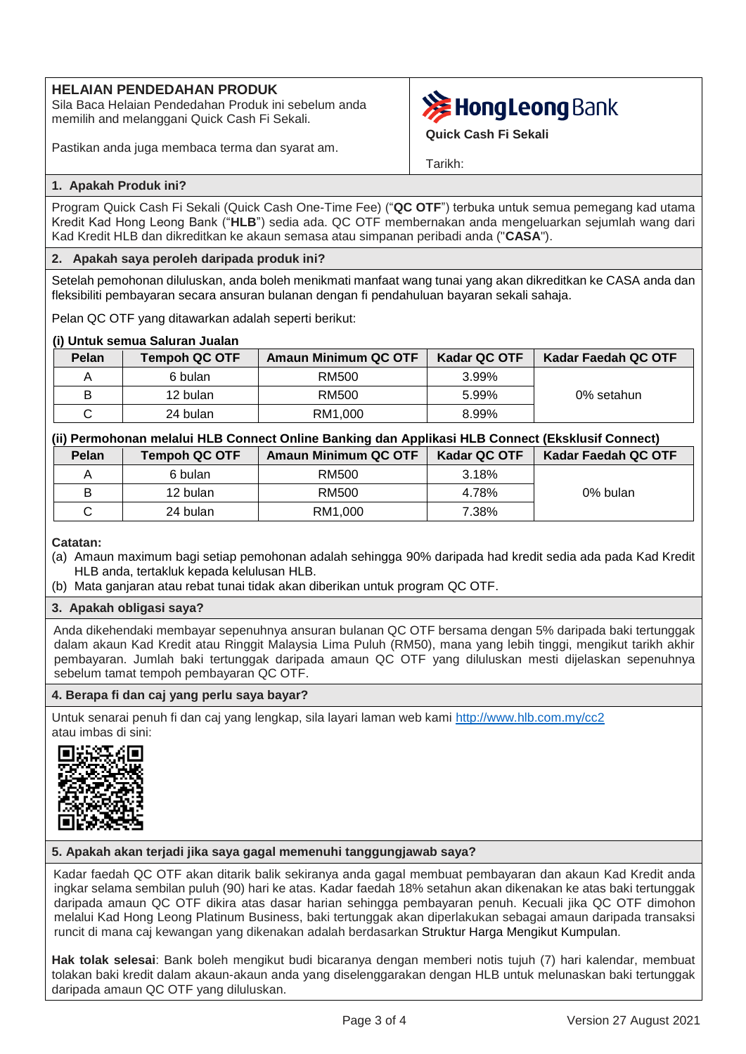## HELAIAN PENDEDAHAN PRODUK

Sila Baca Helaian Pendedahan Produk ini sebelum anda memilih and melanggani Quick Cash Fi Sekali.

Pastikan anda juga membaca terma dan syarat am.

**Hong Leong Bank**

**Quick Cash Fi Sekali**

Tarikh:

### 1. Apakah Produk ini?

Program Quick Cash Fi Sekali (Quick Cash One-Time Fee) ("**QC OTF**") terbuka untuk semua pemegang kad utama Kredit Kad Hong Leong Bank ("**HLB**") sedia ada. QC OTF membernakan anda mengeluarkan sejumlah wang dari Kad Kredit HLB dan dikreditkan ke akaun semasa atau simpanan peribadi anda ("**CASA**").

### 2. Apakah saya peroleh daripada produk ini?

Setelah pemohonan diluluskan, anda boleh menikmati manfaat wang tunai yang akan dikreditkan ke CASA anda dan fleksibiliti pembayaran secara ansuran bulanan dengan fi pendahuluan bayaran sekali sahaja.

Pelan QC OTF yang ditawarkan adalah seperti berikut:

**(i) Untuk semua Saluran Jualan**

| Pelan | Tempoh QC OTF | Amaun Minimum QC OTF | Kadar QC OTF | Kadar Faedah QC OTF |
|---|---|---|---|---|
| A | 6 bulan | RM500 | 3.99% | 0% setahun |
| B | 12 bulan | RM500 | 5.99% | |
| C | 24 bulan | RM1,000 | 8.99% | |

**(ii) Permohonan melalui HLB Connect Online Banking dan Applikasi HLB Connect (Eksklusif Connect)**

| Pelan | Tempoh QC OTF | Amaun Minimum QC OTF | Kadar QC OTF | Kadar Faedah QC OTF |
|---|---|---|---|---|
| A | 6 bulan | RM500 | 3.18% | 0% bulan |
| B | 12 bulan | RM500 | 4.78% | |
| C | 24 bulan | RM1,000 | 7.38% | |

**Catatan:**

(a) Amaun maximum bagi setiap pemohonan adalah sehingga 90% daripada had kredit sedia ada pada Kad Kredit HLB anda, tertakluk kepada kelulusan HLB.

(b) Mata ganjaran atau rebat tunai tidak akan diberikan untuk program QC OTF.

### 3. Apakah obligasi saya?

Anda dikehendaki membayar sepenuhnya ansuran bulanan QC OTF bersama dengan 5% daripada baki tertunggak dalam akaun Kad Kredit atau Ringgit Malaysia Lima Puluh (RM50), mana yang lebih tinggi, mengikut tarikh akhir pembayaran. Jumlah baki tertunggak daripada amaun QC OTF yang diluluskan mesti dijelaskan sepenuhnya sebelum tamat tempoh pembayaran QC OTF.

### 4. Berapa fi dan caj yang perlu saya bayar?

Untuk senarai penuh fi dan caj yang lengkap, sila layari laman web kami http://www.hlb.com.my/cc2 atau imbas di sini:

### 5. Apakah akan terjadi jika saya gagal memenuhi tanggungjawab saya?

Kadar faedah QC OTF akan ditarik balik sekiranya anda gagal membuat pembayaran dan akaun Kad Kredit anda ingkar selama sembilan puluh (90) hari ke atas. Kadar faedah 18% setahun akan dikenakan ke atas baki tertunggak daripada amaun QC OTF dikira atas dasar harian sehingga pembayaran penuh. Kecuali jika QC OTF dimohon melalui Kad Hong Leong Platinum Business, baki tertunggak akan diperlakukan sebagai amaun daripada transaksi runcit di mana caj kewangan yang dikenakan adalah berdasarkan Struktur Harga Mengikut Kumpulan.

**Hak tolak selesai**: Bank boleh mengikut budi bicaranya dengan memberi notis tujuh (7) hari kalendar, membuat tolakan baki kredit dalam akaun-akaun anda yang diselenggarakan dengan HLB untuk melunaskan baki tertunggak daripada amaun QC OTF yang diluluskan.

Version 27 August 2021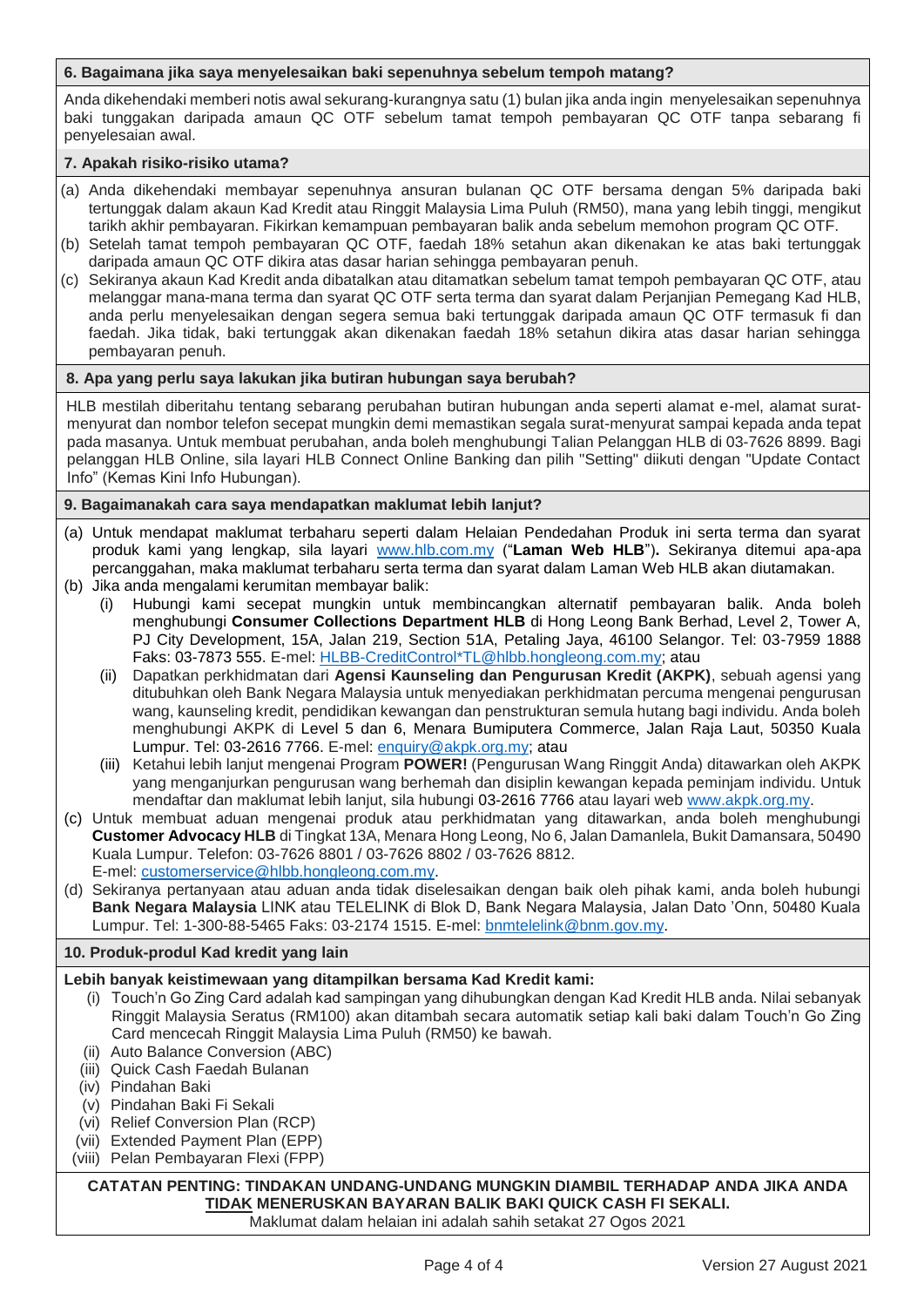### 6. Bagaimana jika saya menyelesaikan baki sepenuhnya sebelum tempoh matang?

Anda dikehendaki memberi notis awal sekurang-kurangnya satu (1) bulan jika anda ingin menyelesaikan sepenuhnya baki tunggakan daripada amaun QC OTF sebelum tamat tempoh pembayaran QC OTF tanpa sebarang fi penyelesaian awal.

### 7. Apakah risiko-risiko utama?

(a) Anda dikehendaki membayar sepenuhnya ansuran bulanan QC OTF bersama dengan 5% daripada baki tertunggak dalam akaun Kad Kredit atau Ringgit Malaysia Lima Puluh (RM50), mana yang lebih tinggi, mengikut tarikh akhir pembayaran. Fikirkan kemampuan pembayaran balik anda sebelum memohon program QC OTF.

(b) Setelah tamat tempoh pembayaran QC OTF, faedah 18% setahun akan dikenakan ke atas baki tertunggak daripada amaun QC OTF dikira atas dasar harian sehingga pembayaran penuh.

(c) Sekiranya akaun Kad Kredit anda dibatalkan atau ditamatkan sebelum tamat tempoh pembayaran QC OTF, atau melanggar mana-mana terma dan syarat QC OTF serta terma dan syarat dalam Perjanjian Pemegang Kad HLB, anda perlu menyelesaikan dengan segera semua baki tertunggak daripada amaun QC OTF termasuk fi dan faedah. Jika tidak, baki tertunggak akan dikenakan faedah 18% setahun dikira atas dasar harian sehingga pembayaran penuh.

### 8. Apa yang perlu saya lakukan jika butiran hubungan saya berubah?

HLB mestilah diberitahu tentang sebarang perubahan butiran hubungan anda seperti alamat e-mel, alamat surat-menyurat dan nombor telefon secepat mungkin demi memastikan segala surat-menyurat sampai kepada anda tepat pada masanya. Untuk membuat perubahan, anda boleh menghubungi Talian Pelanggan HLB di 03-7626 8899. Bagi pelanggan HLB Online, sila layari HLB Connect Online Banking dan pilih "Setting" diikuti dengan "Update Contact Info" (Kemas Kini Info Hubungan).

### 9. Bagaimanakah cara saya mendapatkan maklumat lebih lanjut?

(a) Untuk mendapat maklumat terbaharu seperti dalam Helaian Pendedahan Produk ini serta terma dan syarat produk kami yang lengkap, sila layari www.hlb.com.my ("**Laman Web HLB**")**.** Sekiranya ditemui apa-apa percanggahan, maka maklumat terbaharu serta terma dan syarat dalam Laman Web HLB akan diutamakan.

(b) Jika anda mengalami kerumitan membayar balik:

   (i) Hubungi kami secepat mungkin untuk membincangkan alternatif pembayaran balik. Anda boleh menghubungi **Consumer Collections Department HLB** di Hong Leong Bank Berhad, Level 2, Tower A, PJ City Development, 15A, Jalan 219, Section 51A, Petaling Jaya, 46100 Selangor. Tel: 03-7959 1888 Faks: 03-7873 555. E-mel: HLBB-CreditControl*TL@hlbb.hongleong.com.my; atau

   (ii) Dapatkan perkhidmatan dari **Agensi Kaunseling dan Pengurusan Kredit (AKPK)**, sebuah agensi yang ditubuhkan oleh Bank Negara Malaysia untuk menyediakan perkhidmatan percuma mengenai pengurusan wang, kaunseling kredit, pendidikan kewangan dan penstrukturan semula hutang bagi individu. Anda boleh menghubungi AKPK di Level 5 dan 6, Menara Bumiputera Commerce, Jalan Raja Laut, 50350 Kuala Lumpur. Tel: 03-2616 7766. E-mel: enquiry@akpk.org.my; atau

   (iii) Ketahui lebih lanjut mengenai Program **POWER!** (Pengurusan Wang Ringgit Anda) ditawarkan oleh AKPK yang menganjurkan pengurusan wang berhemah dan disiplin kewangan kepada peminjam individu. Untuk mendaftar dan maklumat lebih lanjut, sila hubungi 03-2616 7766 atau layari web www.akpk.org.my.

(c) Untuk membuat aduan mengenai produk atau perkhidmatan yang ditawarkan, anda boleh menghubungi **Customer Advocacy HLB** di Tingkat 13A, Menara Hong Leong, No 6, Jalan Damanlela, Bukit Damansara, 50490 Kuala Lumpur. Telefon: 03-7626 8801 / 03-7626 8802 / 03-7626 8812.
E-mel: customerservice@hlbb.hongleong.com.my.

(d) Sekiranya pertanyaan atau aduan anda tidak diselesaikan dengan baik oleh pihak kami, anda boleh hubungi **Bank Negara Malaysia** LINK atau TELELINK di Blok D, Bank Negara Malaysia, Jalan Dato 'Onn, 50480 Kuala Lumpur. Tel: 1-300-88-5465 Faks: 03-2174 1515. E-mel: bnmtelelink@bnm.gov.my.

### 10. Produk-produl Kad kredit yang lain

**Lebih banyak keistimewaan yang ditampilkan bersama Kad Kredit kami:**

(i) Touch'n Go Zing Card adalah kad sampingan yang dihubungkan dengan Kad Kredit HLB anda. Nilai sebanyak Ringgit Malaysia Seratus (RM100) akan ditambah secara automatik setiap kali baki dalam Touch'n Go Zing Card mencecah Ringgit Malaysia Lima Puluh (RM50) ke bawah.
(ii) Auto Balance Conversion (ABC)
(iii) Quick Cash Faedah Bulanan
(iv) Pindahan Baki
(v) Pindahan Baki Fi Sekali
(vi) Relief Conversion Plan (RCP)
(vii) Extended Payment Plan (EPP)
(viii) Pelan Pembayaran Flexi (FPP)

**CATATAN PENTING: TINDAKAN UNDANG-UNDANG MUNGKIN DIAMBIL TERHADAP ANDA JIKA ANDA <u>TIDAK</u> MENERUSKAN BAYARAN BALIK BAKI QUICK CASH FI SEKALI.**

Maklumat dalam helaian ini adalah sahih setakat 27 Ogos 2021